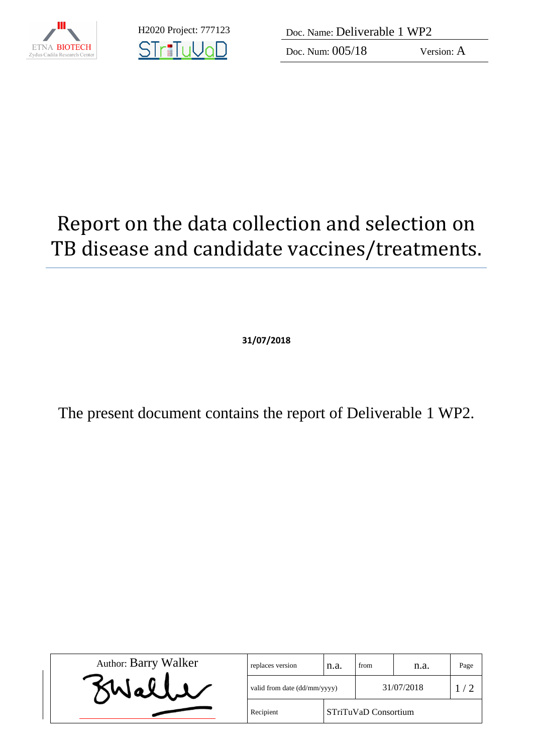ETNA BIOTECH
Zydus Cadila Research Center

H2020 Project: 777123

STriTuVaD

| Doc. Name: Deliverable 1 WP2 | |
|---|---|
| Doc. Num: 005/18 | Version: A |

# Report on the data collection and selection on TB disease and candidate vaccines/treatments.

**31/07/2018**

The present document contains the report of Deliverable 1 WP2.

| Author: Barry Walker | replaces version | n.a. | from | n.a. | Page |
|---|---|---|---|---|---|
| | valid from date (dd/mm/yyyy) | | 31/07/2018 | | 1 / 2 |
| | Recipient | STriTuVaD Consortium | | | |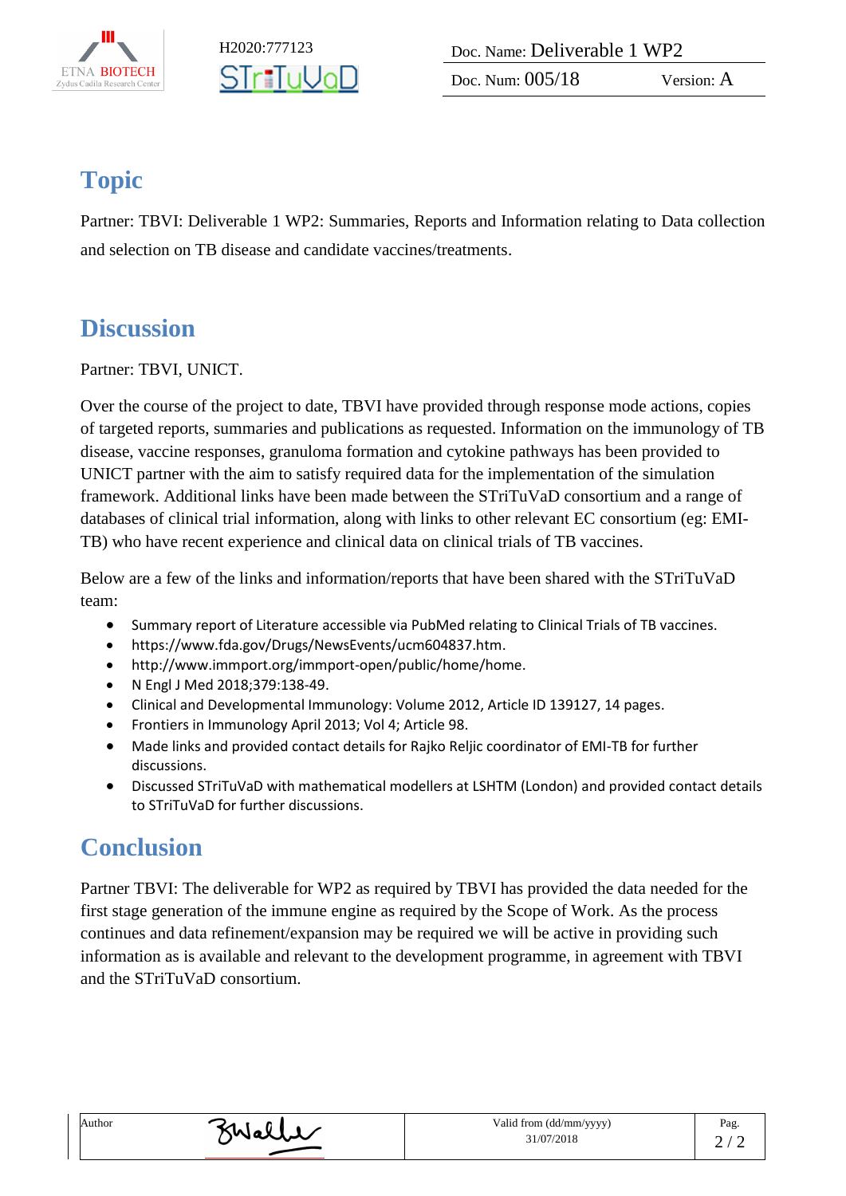## Topic

Partner: TBVI: Deliverable 1 WP2: Summaries, Reports and Information relating to Data collection and selection on TB disease and candidate vaccines/treatments.

## Discussion

Partner: TBVI, UNICT.

Over the course of the project to date, TBVI have provided through response mode actions, copies of targeted reports, summaries and publications as requested. Information on the immunology of TB disease, vaccine responses, granuloma formation and cytokine pathways has been provided to UNICT partner with the aim to satisfy required data for the implementation of the simulation framework. Additional links have been made between the STriTuVaD consortium and a range of databases of clinical trial information, along with links to other relevant EC consortium (eg: EMI-TB) who have recent experience and clinical data on clinical trials of TB vaccines.

Below are a few of the links and information/reports that have been shared with the STriTuVaD team:

- Summary report of Literature accessible via PubMed relating to Clinical Trials of TB vaccines.
- https://www.fda.gov/Drugs/NewsEvents/ucm604837.htm.
- http://www.immport.org/immport-open/public/home/home.
- N Engl J Med 2018;379:138-49.
- Clinical and Developmental Immunology: Volume 2012, Article ID 139127, 14 pages.
- Frontiers in Immunology April 2013; Vol 4; Article 98.
- Made links and provided contact details for Rajko Reljic coordinator of EMI-TB for further discussions.
- Discussed STriTuVaD with mathematical modellers at LSHTM (London) and provided contact details to STriTuVaD for further discussions.

## Conclusion

Partner TBVI: The deliverable for WP2 as required by TBVI has provided the data needed for the first stage generation of the immune engine as required by the Scope of Work. As the process continues and data refinement/expansion may be required we will be active in providing such information as is available and relevant to the development programme, in agreement with TBVI and the STriTuVaD consortium.